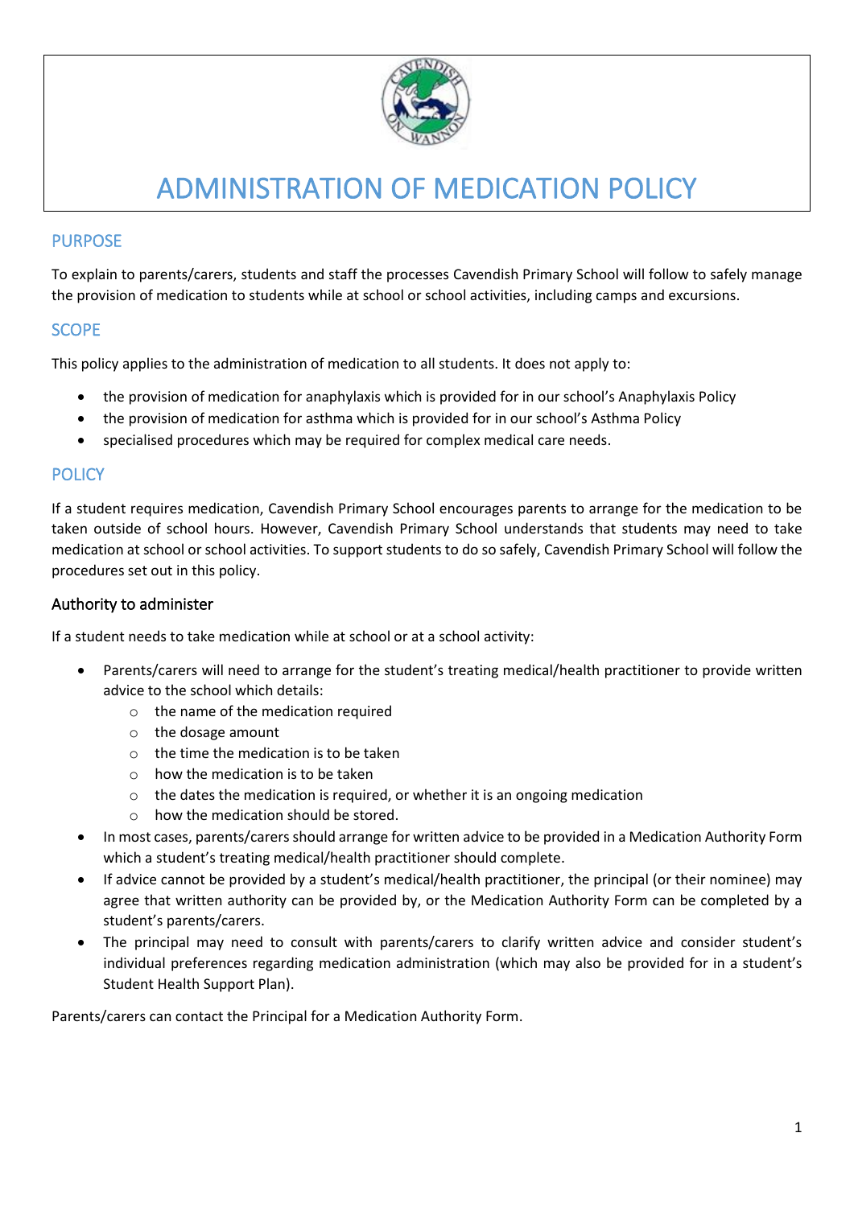# ADMINISTRATION OF MEDICATION POLICY

## PURPOSE

To explain to parents/carers, students and staff the processes Cavendish Primary School will follow to safely manage the provision of medication to students while at school or school activities, including camps and excursions.

## SCOPE

This policy applies to the administration of medication to all students. It does not apply to:

- the provision of medication for anaphylaxis which is provided for in our school's Anaphylaxis Policy
- the provision of medication for asthma which is provided for in our school's Asthma Policy
- specialised procedures which may be required for complex medical care needs.

## POLICY

If a student requires medication, Cavendish Primary School encourages parents to arrange for the medication to be taken outside of school hours. However, Cavendish Primary School understands that students may need to take medication at school or school activities. To support students to do so safely, Cavendish Primary School will follow the procedures set out in this policy.

### Authority to administer

If a student needs to take medication while at school or at a school activity:

- Parents/carers will need to arrange for the student's treating medical/health practitioner to provide written advice to the school which details:
  - the name of the medication required
  - the dosage amount
  - the time the medication is to be taken
  - how the medication is to be taken
  - the dates the medication is required, or whether it is an ongoing medication
  - how the medication should be stored.
- In most cases, parents/carers should arrange for written advice to be provided in a Medication Authority Form which a student's treating medical/health practitioner should complete.
- If advice cannot be provided by a student's medical/health practitioner, the principal (or their nominee) may agree that written authority can be provided by, or the Medication Authority Form can be completed by a student's parents/carers.
- The principal may need to consult with parents/carers to clarify written advice and consider student's individual preferences regarding medication administration (which may also be provided for in a student's Student Health Support Plan).

Parents/carers can contact the Principal for a Medication Authority Form.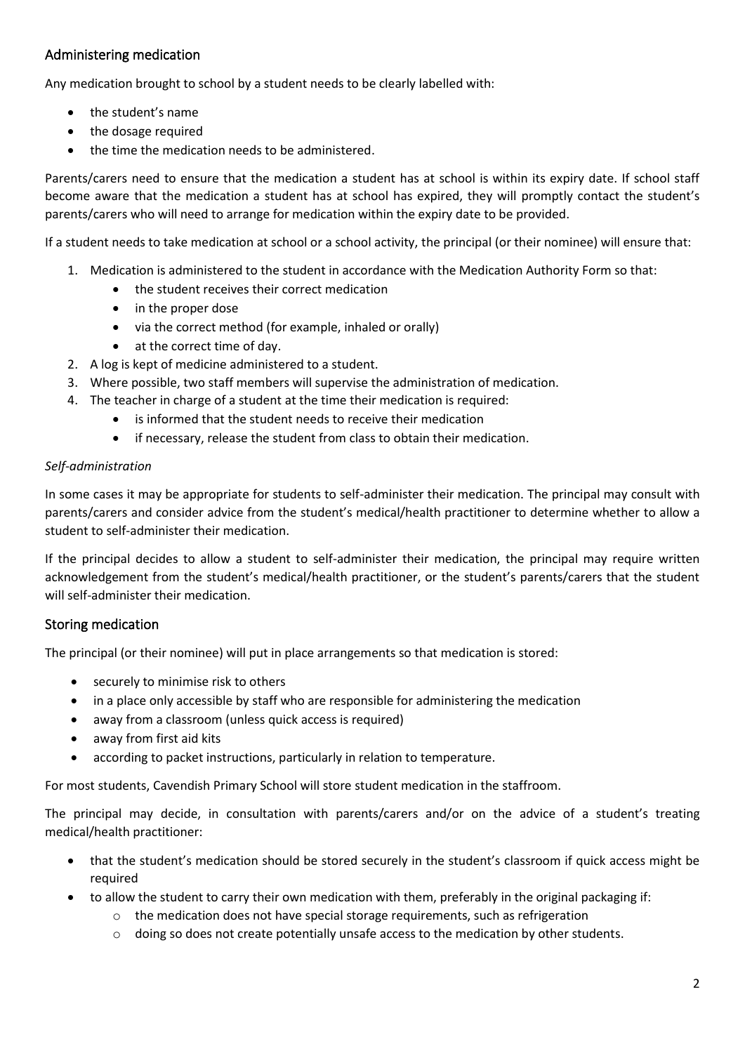## Administering medication

Any medication brought to school by a student needs to be clearly labelled with:

- the student's name
- the dosage required
- the time the medication needs to be administered.

Parents/carers need to ensure that the medication a student has at school is within its expiry date. If school staff become aware that the medication a student has at school has expired, they will promptly contact the student's parents/carers who will need to arrange for medication within the expiry date to be provided.

If a student needs to take medication at school or a school activity, the principal (or their nominee) will ensure that:

1. Medication is administered to the student in accordance with the Medication Authority Form so that:
    - the student receives their correct medication
    - in the proper dose
    - via the correct method (for example, inhaled or orally)
    - at the correct time of day.
2. A log is kept of medicine administered to a student.
3. Where possible, two staff members will supervise the administration of medication.
4. The teacher in charge of a student at the time their medication is required:
    - is informed that the student needs to receive their medication
    - if necessary, release the student from class to obtain their medication.

*Self-administration*

In some cases it may be appropriate for students to self-administer their medication. The principal may consult with parents/carers and consider advice from the student's medical/health practitioner to determine whether to allow a student to self-administer their medication.

If the principal decides to allow a student to self-administer their medication, the principal may require written acknowledgement from the student's medical/health practitioner, or the student's parents/carers that the student will self-administer their medication.

## Storing medication

The principal (or their nominee) will put in place arrangements so that medication is stored:

- securely to minimise risk to others
- in a place only accessible by staff who are responsible for administering the medication
- away from a classroom (unless quick access is required)
- away from first aid kits
- according to packet instructions, particularly in relation to temperature.

For most students, Cavendish Primary School will store student medication in the staffroom.

The principal may decide, in consultation with parents/carers and/or on the advice of a student's treating medical/health practitioner:

- that the student's medication should be stored securely in the student's classroom if quick access might be required
- to allow the student to carry their own medication with them, preferably in the original packaging if:
    - the medication does not have special storage requirements, such as refrigeration
    - doing so does not create potentially unsafe access to the medication by other students.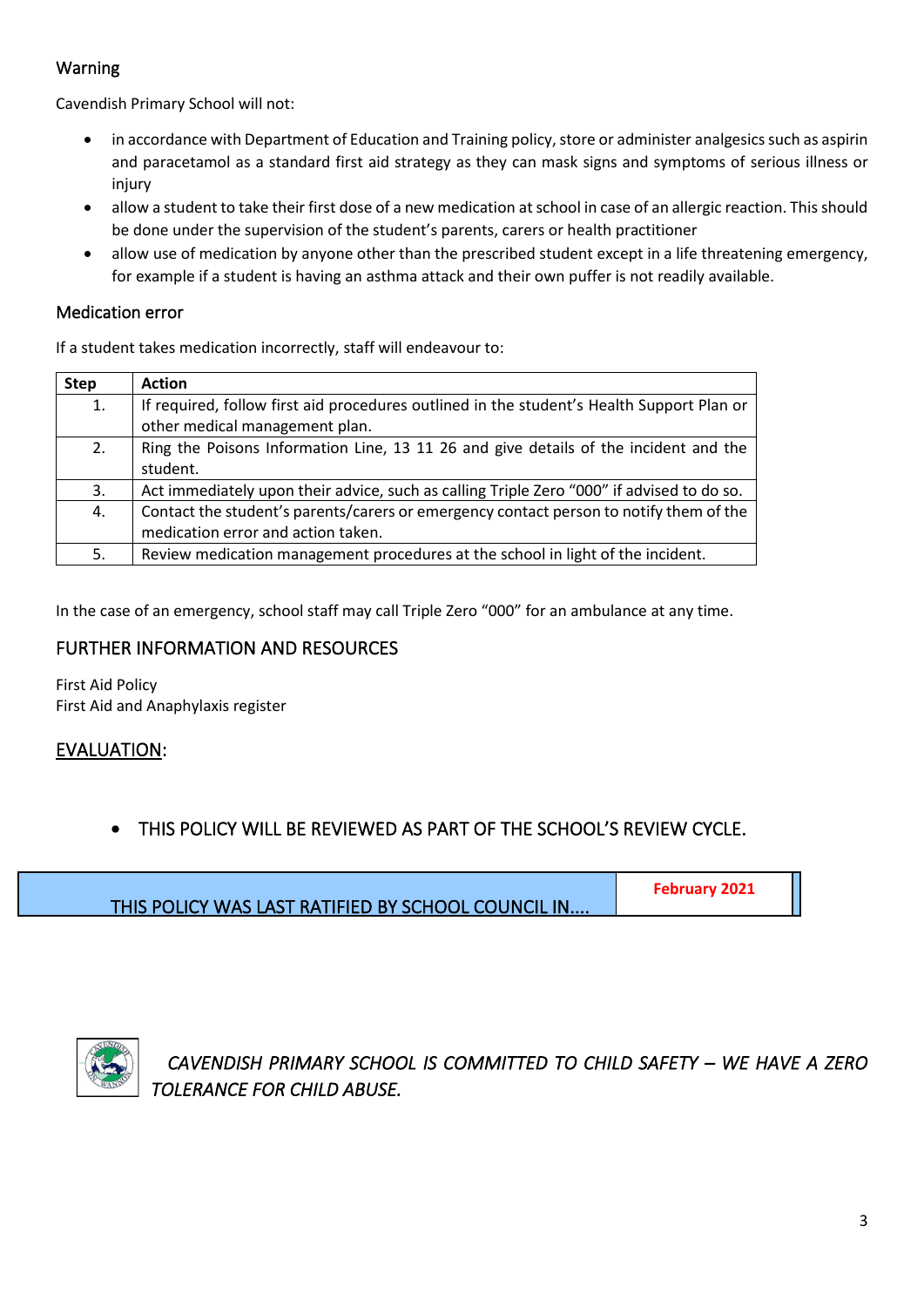### Warning

Cavendish Primary School will not:

- in accordance with Department of Education and Training policy, store or administer analgesics such as aspirin and paracetamol as a standard first aid strategy as they can mask signs and symptoms of serious illness or injury
- allow a student to take their first dose of a new medication at school in case of an allergic reaction. This should be done under the supervision of the student's parents, carers or health practitioner
- allow use of medication by anyone other than the prescribed student except in a life threatening emergency, for example if a student is having an asthma attack and their own puffer is not readily available.

### Medication error

If a student takes medication incorrectly, staff will endeavour to:

| Step | Action |
|---|---|
| 1. | If required, follow first aid procedures outlined in the student's Health Support Plan or other medical management plan. |
| 2. | Ring the Poisons Information Line, 13 11 26 and give details of the incident and the student. |
| 3. | Act immediately upon their advice, such as calling Triple Zero "000" if advised to do so. |
| 4. | Contact the student's parents/carers or emergency contact person to notify them of the medication error and action taken. |
| 5. | Review medication management procedures at the school in light of the incident. |

In the case of an emergency, school staff may call Triple Zero "000" for an ambulance at any time.

## FURTHER INFORMATION AND RESOURCES

First Aid Policy
First Aid and Anaphylaxis register

## EVALUATION:

- THIS POLICY WILL BE REVIEWED AS PART OF THE SCHOOL'S REVIEW CYCLE.

| | |
|---|---|
| THIS POLICY WAS LAST RATIFIED BY SCHOOL COUNCIL IN.... | **February 2021** |

*CAVENDISH PRIMARY SCHOOL IS COMMITTED TO CHILD SAFETY – WE HAVE A ZERO TOLERANCE FOR CHILD ABUSE.*